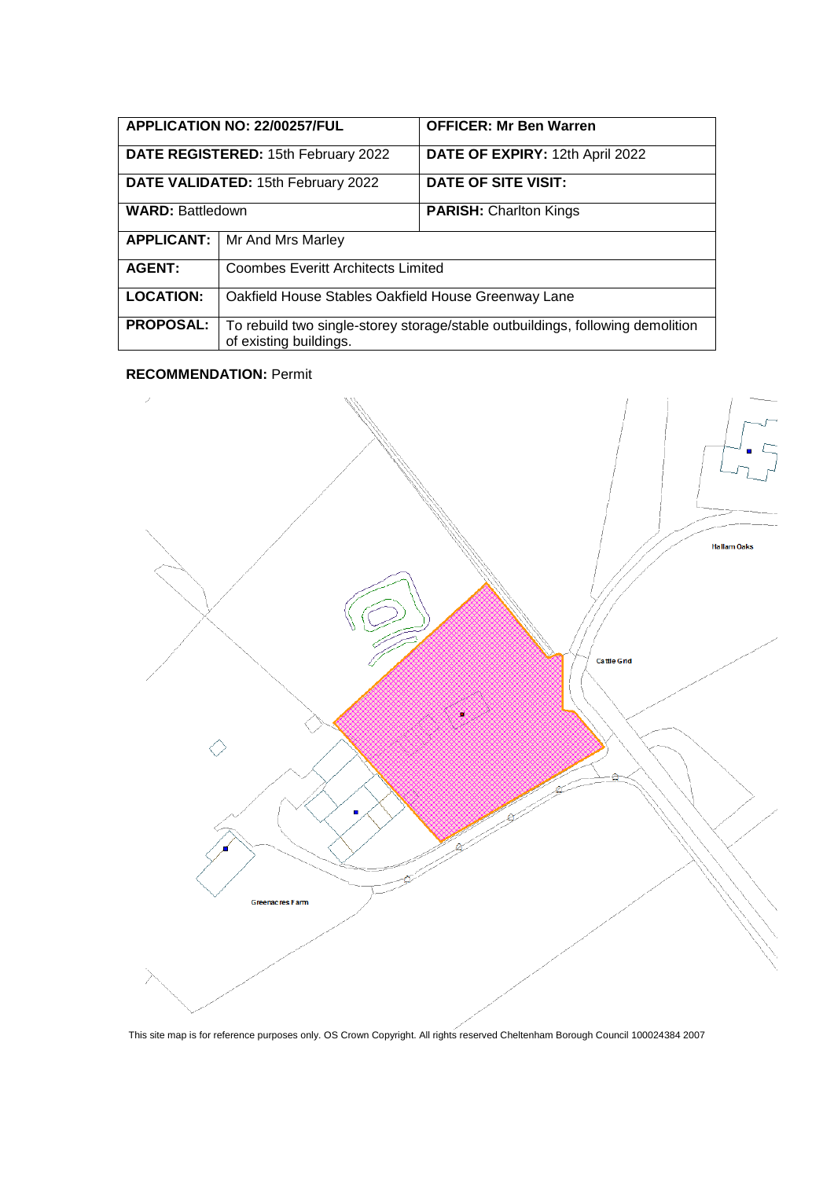| APPLICATION NO: 22/00257/FUL | | OFFICER: Mr Ben Warren |
|---|---|---|
| DATE REGISTERED: 15th February 2022 | | DATE OF EXPIRY: 12th April 2022 |
| DATE VALIDATED: 15th February 2022 | | DATE OF SITE VISIT: |
| WARD: Battledown | | PARISH: Charlton Kings |
| APPLICANT: | Mr And Mrs Marley | |
| AGENT: | Coombes Everitt Architects Limited | |
| LOCATION: | Oakfield House Stables Oakfield House Greenway Lane | |
| PROPOSAL: | To rebuild two single-storey storage/stable outbuildings, following demolition of existing buildings. | |

**RECOMMENDATION:** Permit

Hallam Oaks

Cattle Grid

Greenacres Farm

This site map is for reference purposes only. OS Crown Copyright. All rights reserved Cheltenham Borough Council 100024384 2007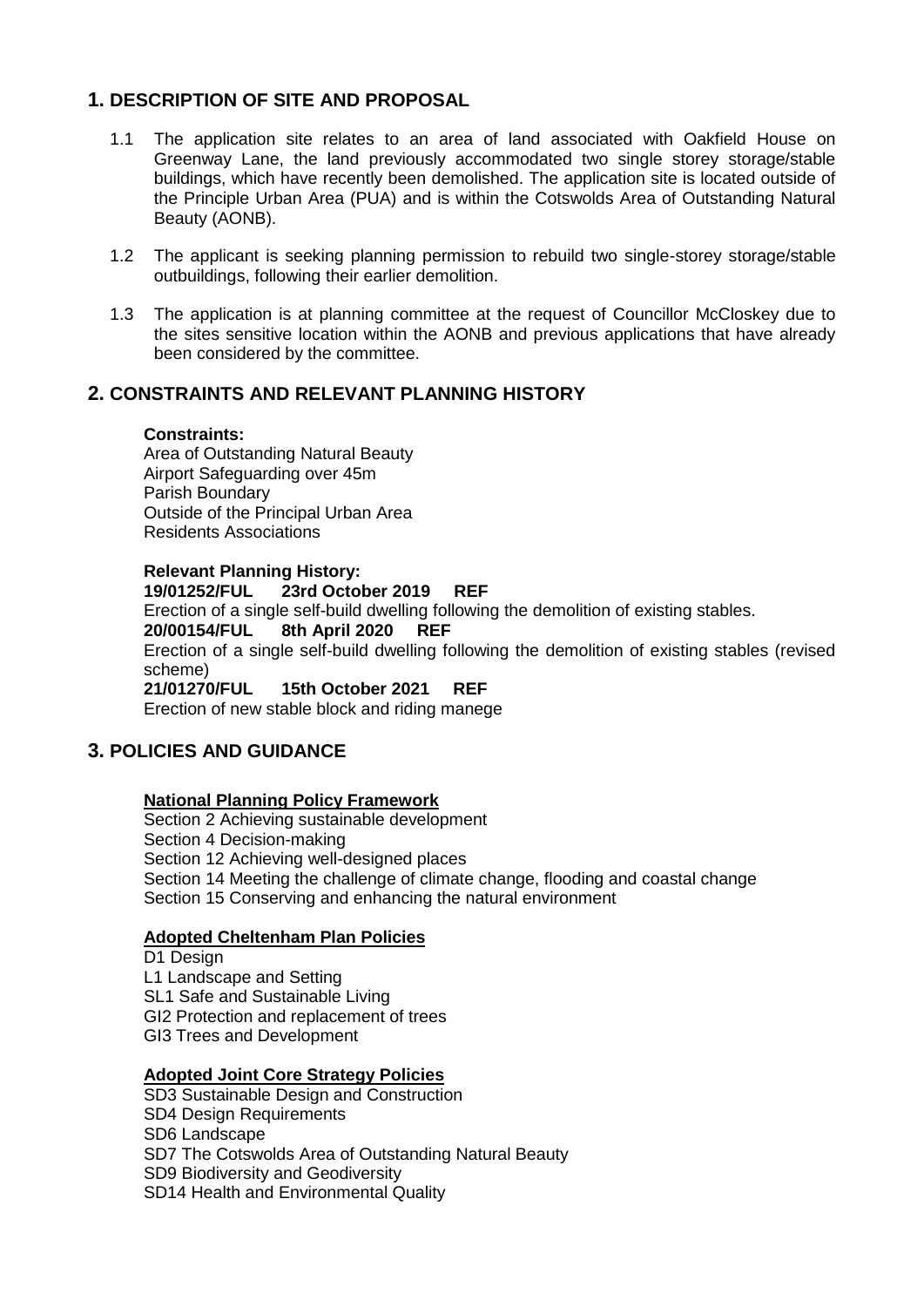## 1. DESCRIPTION OF SITE AND PROPOSAL

1.1 The application site relates to an area of land associated with Oakfield House on Greenway Lane, the land previously accommodated two single storey storage/stable buildings, which have recently been demolished. The application site is located outside of the Principle Urban Area (PUA) and is within the Cotswolds Area of Outstanding Natural Beauty (AONB).

1.2 The applicant is seeking planning permission to rebuild two single-storey storage/stable outbuildings, following their earlier demolition.

1.3 The application is at planning committee at the request of Councillor McCloskey due to the sites sensitive location within the AONB and previous applications that have already been considered by the committee.

## 2. CONSTRAINTS AND RELEVANT PLANNING HISTORY

**Constraints:**

Area of Outstanding Natural Beauty
Airport Safeguarding over 45m
Parish Boundary
Outside of the Principal Urban Area
Residents Associations

**Relevant Planning History:**

**19/01252/FUL 23rd October 2019 REF**
Erection of a single self-build dwelling following the demolition of existing stables.

**20/00154/FUL 8th April 2020 REF**
Erection of a single self-build dwelling following the demolition of existing stables (revised scheme)

**21/01270/FUL 15th October 2021 REF**
Erection of new stable block and riding manege

## 3. POLICIES AND GUIDANCE

**National Planning Policy Framework**

Section 2 Achieving sustainable development
Section 4 Decision-making
Section 12 Achieving well-designed places
Section 14 Meeting the challenge of climate change, flooding and coastal change
Section 15 Conserving and enhancing the natural environment

**Adopted Cheltenham Plan Policies**

D1 Design
L1 Landscape and Setting
SL1 Safe and Sustainable Living
GI2 Protection and replacement of trees
GI3 Trees and Development

**Adopted Joint Core Strategy Policies**

SD3 Sustainable Design and Construction
SD4 Design Requirements
SD6 Landscape
SD7 The Cotswolds Area of Outstanding Natural Beauty
SD9 Biodiversity and Geodiversity
SD14 Health and Environmental Quality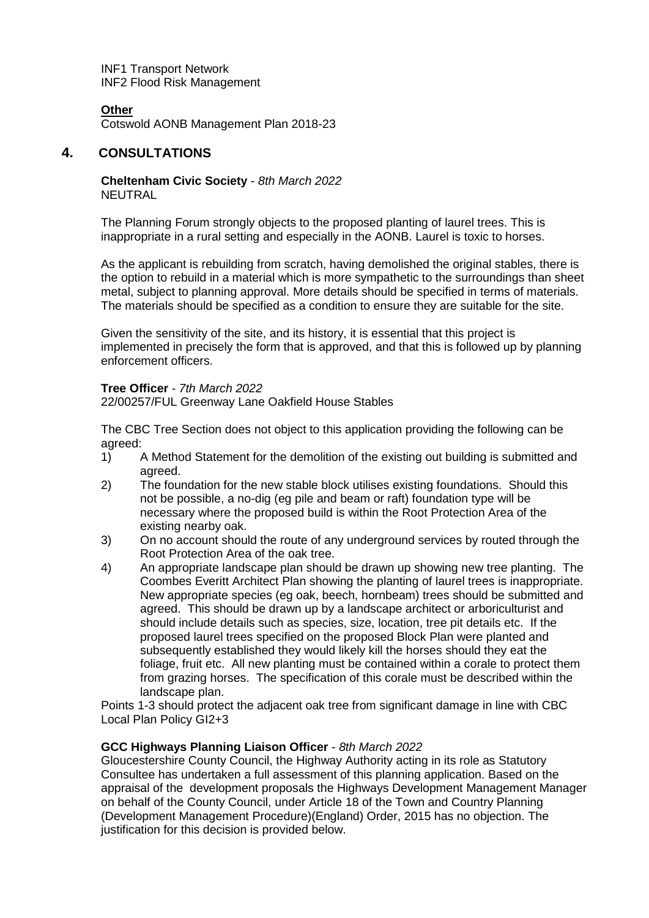INF1 Transport Network
INF2 Flood Risk Management

**Other**
Cotswold AONB Management Plan 2018-23

## 4. CONSULTATIONS

**Cheltenham Civic Society** - *8th March 2022*
NEUTRAL

The Planning Forum strongly objects to the proposed planting of laurel trees. This is inappropriate in a rural setting and especially in the AONB. Laurel is toxic to horses.

As the applicant is rebuilding from scratch, having demolished the original stables, there is the option to rebuild in a material which is more sympathetic to the surroundings than sheet metal, subject to planning approval. More details should be specified in terms of materials. The materials should be specified as a condition to ensure they are suitable for the site.

Given the sensitivity of the site, and its history, it is essential that this project is implemented in precisely the form that is approved, and that this is followed up by planning enforcement officers.

**Tree Officer** - *7th March 2022*
22/00257/FUL Greenway Lane Oakfield House Stables

The CBC Tree Section does not object to this application providing the following can be agreed:

1) A Method Statement for the demolition of the existing out building is submitted and agreed.
2) The foundation for the new stable block utilises existing foundations. Should this not be possible, a no-dig (eg pile and beam or raft) foundation type will be necessary where the proposed build is within the Root Protection Area of the existing nearby oak.
3) On no account should the route of any underground services by routed through the Root Protection Area of the oak tree.
4) An appropriate landscape plan should be drawn up showing new tree planting. The Coombes Everitt Architect Plan showing the planting of laurel trees is inappropriate. New appropriate species (eg oak, beech, hornbeam) trees should be submitted and agreed. This should be drawn up by a landscape architect or arboriculturist and should include details such as species, size, location, tree pit details etc. If the proposed laurel trees specified on the proposed Block Plan were planted and subsequently established they would likely kill the horses should they eat the foliage, fruit etc. All new planting must be contained within a corale to protect them from grazing horses. The specification of this corale must be described within the landscape plan.

Points 1-3 should protect the adjacent oak tree from significant damage in line with CBC Local Plan Policy GI2+3

**GCC Highways Planning Liaison Officer** - *8th March 2022*
Gloucestershire County Council, the Highway Authority acting in its role as Statutory Consultee has undertaken a full assessment of this planning application. Based on the appraisal of the development proposals the Highways Development Management Manager on behalf of the County Council, under Article 18 of the Town and Country Planning (Development Management Procedure)(England) Order, 2015 has no objection. The justification for this decision is provided below.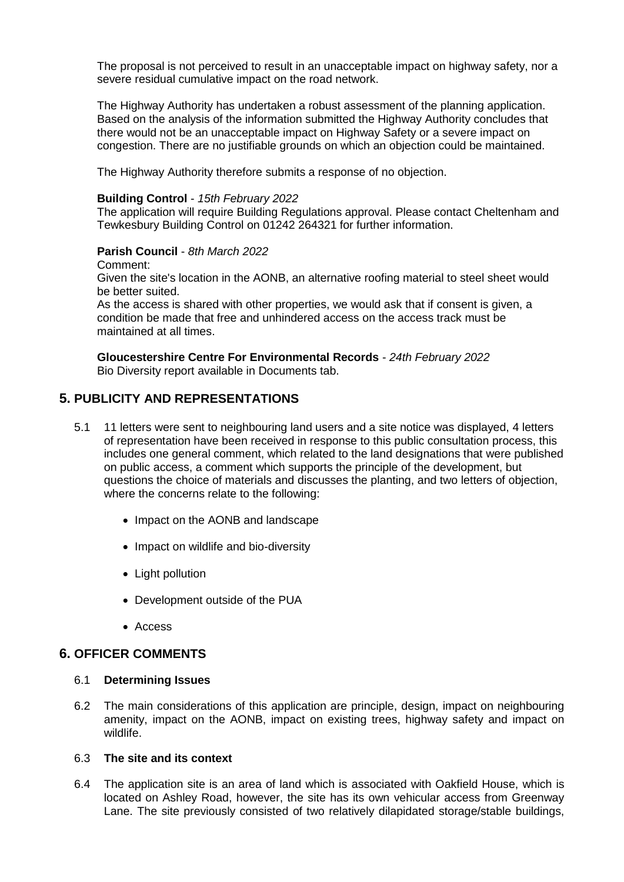The proposal is not perceived to result in an unacceptable impact on highway safety, nor a severe residual cumulative impact on the road network.

The Highway Authority has undertaken a robust assessment of the planning application. Based on the analysis of the information submitted the Highway Authority concludes that there would not be an unacceptable impact on Highway Safety or a severe impact on congestion. There are no justifiable grounds on which an objection could be maintained.

The Highway Authority therefore submits a response of no objection.

**Building Control** - *15th February 2022*
The application will require Building Regulations approval. Please contact Cheltenham and Tewkesbury Building Control on 01242 264321 for further information.

**Parish Council** - *8th March 2022*
Comment:
Given the site's location in the AONB, an alternative roofing material to steel sheet would be better suited.
As the access is shared with other properties, we would ask that if consent is given, a condition be made that free and unhindered access on the access track must be maintained at all times.

**Gloucestershire Centre For Environmental Records** - *24th February 2022*
Bio Diversity report available in Documents tab.

## 5. PUBLICITY AND REPRESENTATIONS

5.1 11 letters were sent to neighbouring land users and a site notice was displayed, 4 letters of representation have been received in response to this public consultation process, this includes one general comment, which related to the land designations that were published on public access, a comment which supports the principle of the development, but questions the choice of materials and discusses the planting, and two letters of objection, where the concerns relate to the following:

- Impact on the AONB and landscape
- Impact on wildlife and bio-diversity
- Light pollution
- Development outside of the PUA
- Access

## 6. OFFICER COMMENTS

6.1 **Determining Issues**

6.2 The main considerations of this application are principle, design, impact on neighbouring amenity, impact on the AONB, impact on existing trees, highway safety and impact on wildlife.

6.3 **The site and its context**

6.4 The application site is an area of land which is associated with Oakfield House, which is located on Ashley Road, however, the site has its own vehicular access from Greenway Lane. The site previously consisted of two relatively dilapidated storage/stable buildings,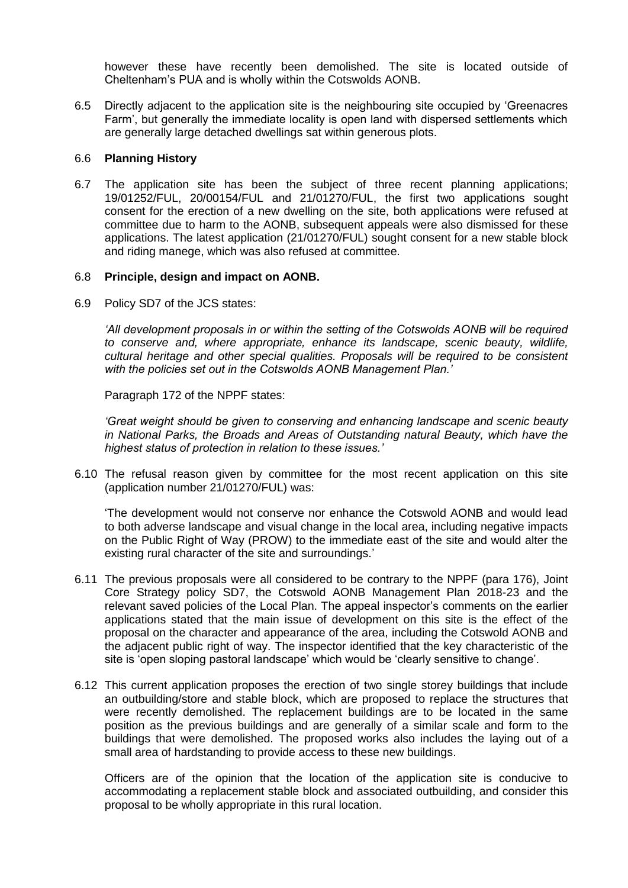however these have recently been demolished. The site is located outside of Cheltenham's PUA and is wholly within the Cotswolds AONB.

6.5 Directly adjacent to the application site is the neighbouring site occupied by 'Greenacres Farm', but generally the immediate locality is open land with dispersed settlements which are generally large detached dwellings sat within generous plots.

6.6 **Planning History**

6.7 The application site has been the subject of three recent planning applications; 19/01252/FUL, 20/00154/FUL and 21/01270/FUL, the first two applications sought consent for the erection of a new dwelling on the site, both applications were refused at committee due to harm to the AONB, subsequent appeals were also dismissed for these applications. The latest application (21/01270/FUL) sought consent for a new stable block and riding manege, which was also refused at committee.

6.8 **Principle, design and impact on AONB.**

6.9 Policy SD7 of the JCS states:

*'All development proposals in or within the setting of the Cotswolds AONB will be required to conserve and, where appropriate, enhance its landscape, scenic beauty, wildlife, cultural heritage and other special qualities. Proposals will be required to be consistent with the policies set out in the Cotswolds AONB Management Plan.'*

Paragraph 172 of the NPPF states:

*'Great weight should be given to conserving and enhancing landscape and scenic beauty in National Parks, the Broads and Areas of Outstanding natural Beauty, which have the highest status of protection in relation to these issues.'*

6.10 The refusal reason given by committee for the most recent application on this site (application number 21/01270/FUL) was:

'The development would not conserve nor enhance the Cotswold AONB and would lead to both adverse landscape and visual change in the local area, including negative impacts on the Public Right of Way (PROW) to the immediate east of the site and would alter the existing rural character of the site and surroundings.'

6.11 The previous proposals were all considered to be contrary to the NPPF (para 176), Joint Core Strategy policy SD7, the Cotswold AONB Management Plan 2018-23 and the relevant saved policies of the Local Plan. The appeal inspector's comments on the earlier applications stated that the main issue of development on this site is the effect of the proposal on the character and appearance of the area, including the Cotswold AONB and the adjacent public right of way. The inspector identified that the key characteristic of the site is 'open sloping pastoral landscape' which would be 'clearly sensitive to change'.

6.12 This current application proposes the erection of two single storey buildings that include an outbuilding/store and stable block, which are proposed to replace the structures that were recently demolished. The replacement buildings are to be located in the same position as the previous buildings and are generally of a similar scale and form to the buildings that were demolished. The proposed works also includes the laying out of a small area of hardstanding to provide access to these new buildings.

Officers are of the opinion that the location of the application site is conducive to accommodating a replacement stable block and associated outbuilding, and consider this proposal to be wholly appropriate in this rural location.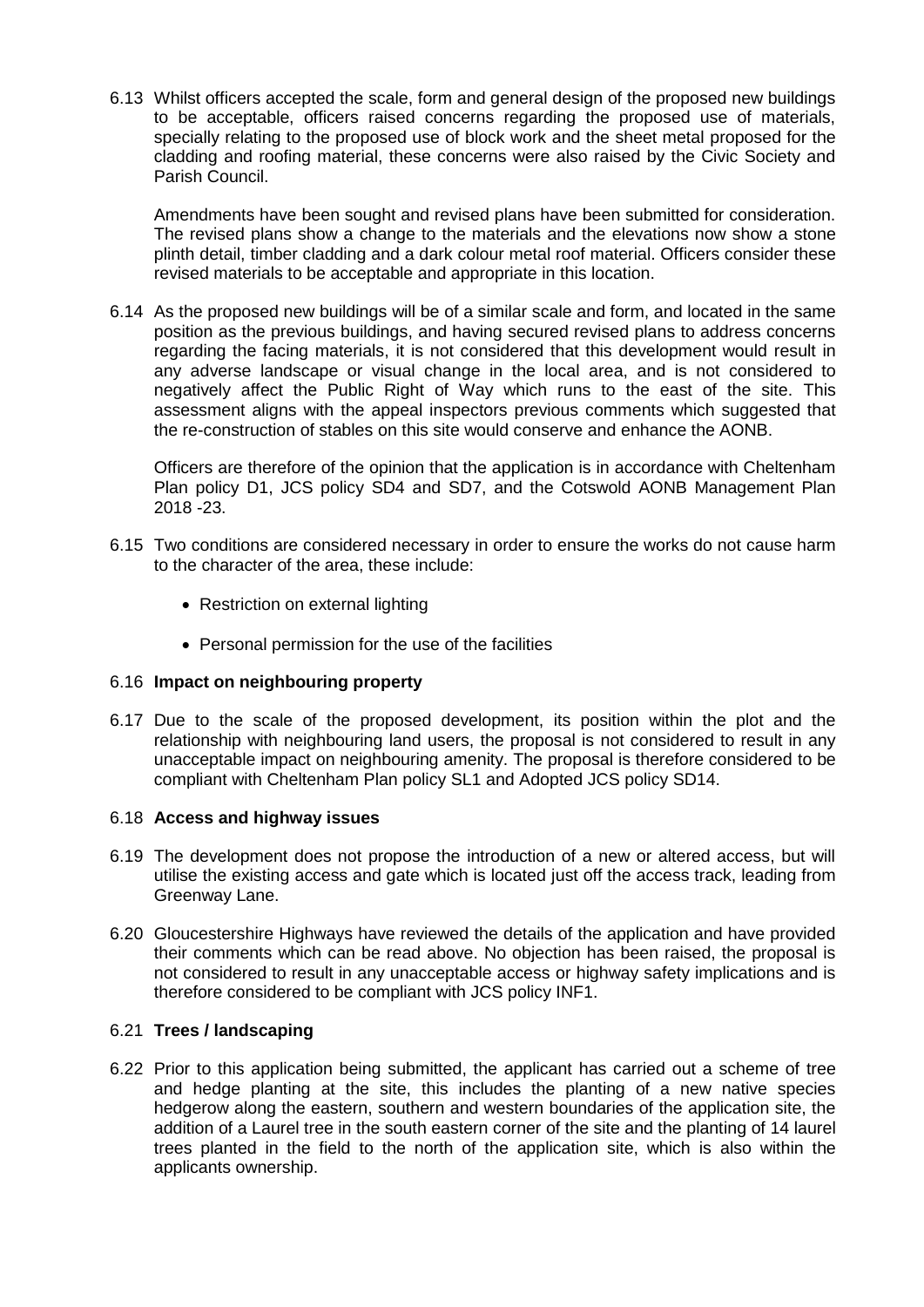6.13 Whilst officers accepted the scale, form and general design of the proposed new buildings to be acceptable, officers raised concerns regarding the proposed use of materials, specially relating to the proposed use of block work and the sheet metal proposed for the cladding and roofing material, these concerns were also raised by the Civic Society and Parish Council.

Amendments have been sought and revised plans have been submitted for consideration. The revised plans show a change to the materials and the elevations now show a stone plinth detail, timber cladding and a dark colour metal roof material. Officers consider these revised materials to be acceptable and appropriate in this location.

6.14 As the proposed new buildings will be of a similar scale and form, and located in the same position as the previous buildings, and having secured revised plans to address concerns regarding the facing materials, it is not considered that this development would result in any adverse landscape or visual change in the local area, and is not considered to negatively affect the Public Right of Way which runs to the east of the site. This assessment aligns with the appeal inspectors previous comments which suggested that the re-construction of stables on this site would conserve and enhance the AONB.

Officers are therefore of the opinion that the application is in accordance with Cheltenham Plan policy D1, JCS policy SD4 and SD7, and the Cotswold AONB Management Plan 2018 -23.

6.15 Two conditions are considered necessary in order to ensure the works do not cause harm to the character of the area, these include:

- Restriction on external lighting
- Personal permission for the use of the facilities

6.16 **Impact on neighbouring property**

6.17 Due to the scale of the proposed development, its position within the plot and the relationship with neighbouring land users, the proposal is not considered to result in any unacceptable impact on neighbouring amenity. The proposal is therefore considered to be compliant with Cheltenham Plan policy SL1 and Adopted JCS policy SD14.

6.18 **Access and highway issues**

6.19 The development does not propose the introduction of a new or altered access, but will utilise the existing access and gate which is located just off the access track, leading from Greenway Lane.

6.20 Gloucestershire Highways have reviewed the details of the application and have provided their comments which can be read above. No objection has been raised, the proposal is not considered to result in any unacceptable access or highway safety implications and is therefore considered to be compliant with JCS policy INF1.

6.21 **Trees / landscaping**

6.22 Prior to this application being submitted, the applicant has carried out a scheme of tree and hedge planting at the site, this includes the planting of a new native species hedgerow along the eastern, southern and western boundaries of the application site, the addition of a Laurel tree in the south eastern corner of the site and the planting of 14 laurel trees planted in the field to the north of the application site, which is also within the applicants ownership.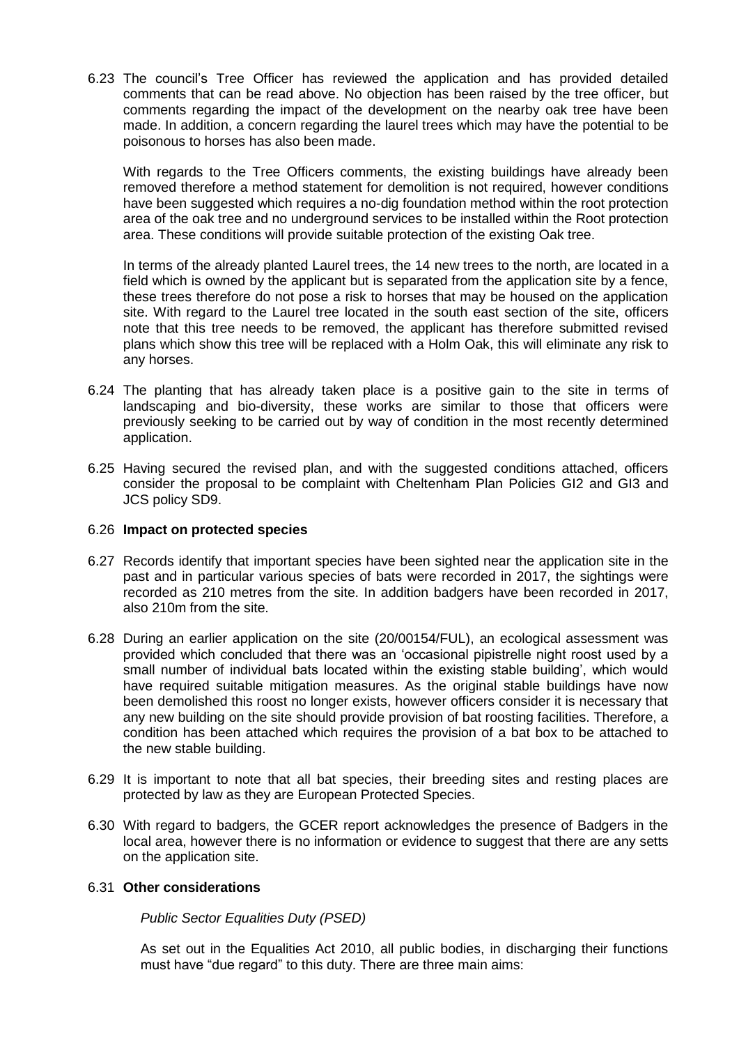6.23 The council's Tree Officer has reviewed the application and has provided detailed comments that can be read above. No objection has been raised by the tree officer, but comments regarding the impact of the development on the nearby oak tree have been made. In addition, a concern regarding the laurel trees which may have the potential to be poisonous to horses has also been made.

With regards to the Tree Officers comments, the existing buildings have already been removed therefore a method statement for demolition is not required, however conditions have been suggested which requires a no-dig foundation method within the root protection area of the oak tree and no underground services to be installed within the Root protection area. These conditions will provide suitable protection of the existing Oak tree.

In terms of the already planted Laurel trees, the 14 new trees to the north, are located in a field which is owned by the applicant but is separated from the application site by a fence, these trees therefore do not pose a risk to horses that may be housed on the application site. With regard to the Laurel tree located in the south east section of the site, officers note that this tree needs to be removed, the applicant has therefore submitted revised plans which show this tree will be replaced with a Holm Oak, this will eliminate any risk to any horses.

6.24 The planting that has already taken place is a positive gain to the site in terms of landscaping and bio-diversity, these works are similar to those that officers were previously seeking to be carried out by way of condition in the most recently determined application.

6.25 Having secured the revised plan, and with the suggested conditions attached, officers consider the proposal to be complaint with Cheltenham Plan Policies GI2 and GI3 and JCS policy SD9.

6.26 **Impact on protected species**

6.27 Records identify that important species have been sighted near the application site in the past and in particular various species of bats were recorded in 2017, the sightings were recorded as 210 metres from the site. In addition badgers have been recorded in 2017, also 210m from the site.

6.28 During an earlier application on the site (20/00154/FUL), an ecological assessment was provided which concluded that there was an 'occasional pipistrelle night roost used by a small number of individual bats located within the existing stable building', which would have required suitable mitigation measures. As the original stable buildings have now been demolished this roost no longer exists, however officers consider it is necessary that any new building on the site should provide provision of bat roosting facilities. Therefore, a condition has been attached which requires the provision of a bat box to be attached to the new stable building.

6.29 It is important to note that all bat species, their breeding sites and resting places are protected by law as they are European Protected Species.

6.30 With regard to badgers, the GCER report acknowledges the presence of Badgers in the local area, however there is no information or evidence to suggest that there are any setts on the application site.

6.31 **Other considerations**

*Public Sector Equalities Duty (PSED)*

As set out in the Equalities Act 2010, all public bodies, in discharging their functions must have "due regard" to this duty. There are three main aims: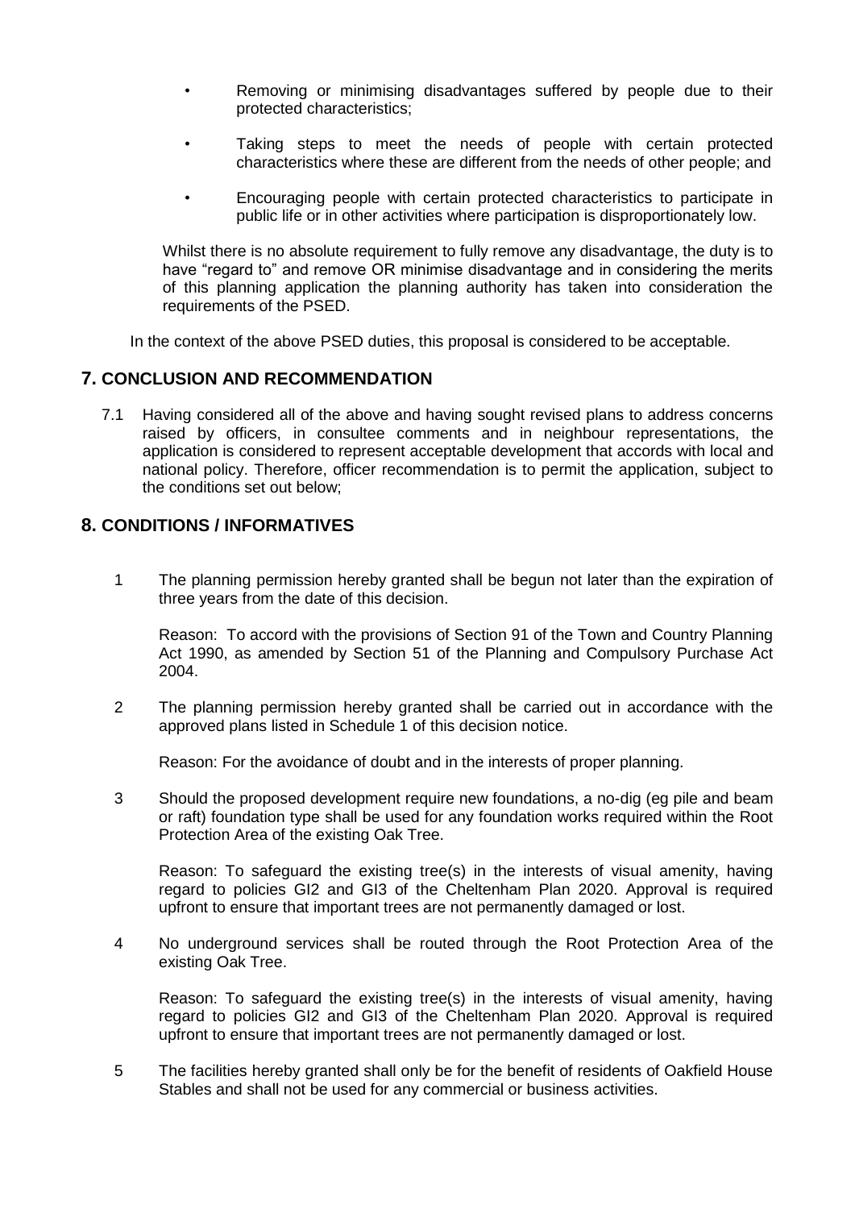- Removing or minimising disadvantages suffered by people due to their protected characteristics;
- Taking steps to meet the needs of people with certain protected characteristics where these are different from the needs of other people; and
- Encouraging people with certain protected characteristics to participate in public life or in other activities where participation is disproportionately low.

Whilst there is no absolute requirement to fully remove any disadvantage, the duty is to have "regard to" and remove OR minimise disadvantage and in considering the merits of this planning application the planning authority has taken into consideration the requirements of the PSED.

In the context of the above PSED duties, this proposal is considered to be acceptable.

## 7. CONCLUSION AND RECOMMENDATION

7.1 Having considered all of the above and having sought revised plans to address concerns raised by officers, in consultee comments and in neighbour representations, the application is considered to represent acceptable development that accords with local and national policy. Therefore, officer recommendation is to permit the application, subject to the conditions set out below;

## 8. CONDITIONS / INFORMATIVES

1 The planning permission hereby granted shall be begun not later than the expiration of three years from the date of this decision.

Reason: To accord with the provisions of Section 91 of the Town and Country Planning Act 1990, as amended by Section 51 of the Planning and Compulsory Purchase Act 2004.

2 The planning permission hereby granted shall be carried out in accordance with the approved plans listed in Schedule 1 of this decision notice.

Reason: For the avoidance of doubt and in the interests of proper planning.

3 Should the proposed development require new foundations, a no-dig (eg pile and beam or raft) foundation type shall be used for any foundation works required within the Root Protection Area of the existing Oak Tree.

Reason: To safeguard the existing tree(s) in the interests of visual amenity, having regard to policies GI2 and GI3 of the Cheltenham Plan 2020. Approval is required upfront to ensure that important trees are not permanently damaged or lost.

4 No underground services shall be routed through the Root Protection Area of the existing Oak Tree.

Reason: To safeguard the existing tree(s) in the interests of visual amenity, having regard to policies GI2 and GI3 of the Cheltenham Plan 2020. Approval is required upfront to ensure that important trees are not permanently damaged or lost.

5 The facilities hereby granted shall only be for the benefit of residents of Oakfield House Stables and shall not be used for any commercial or business activities.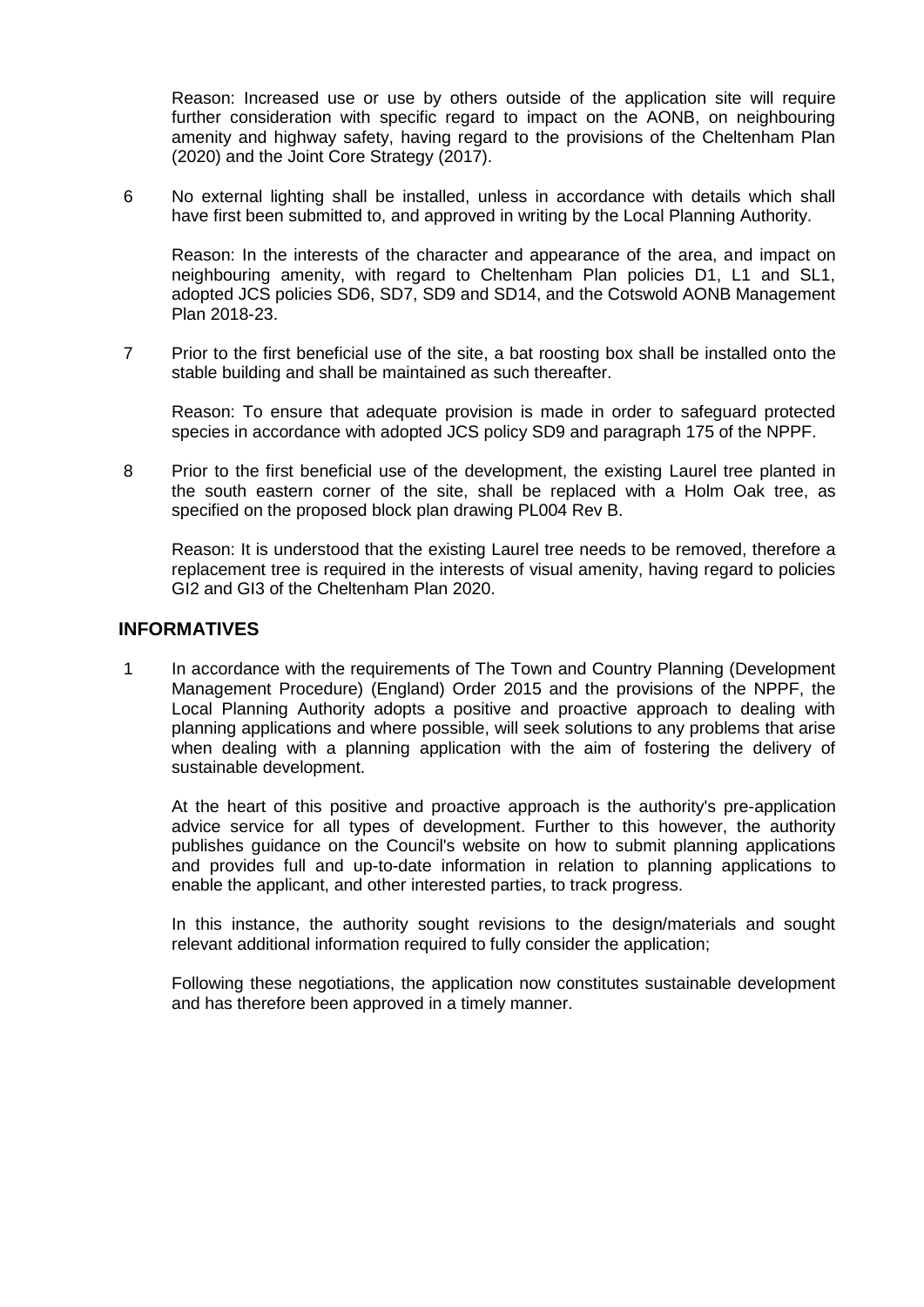Reason: Increased use or use by others outside of the application site will require further consideration with specific regard to impact on the AONB, on neighbouring amenity and highway safety, having regard to the provisions of the Cheltenham Plan (2020) and the Joint Core Strategy (2017).

6 No external lighting shall be installed, unless in accordance with details which shall have first been submitted to, and approved in writing by the Local Planning Authority.

Reason: In the interests of the character and appearance of the area, and impact on neighbouring amenity, with regard to Cheltenham Plan policies D1, L1 and SL1, adopted JCS policies SD6, SD7, SD9 and SD14, and the Cotswold AONB Management Plan 2018-23.

7 Prior to the first beneficial use of the site, a bat roosting box shall be installed onto the stable building and shall be maintained as such thereafter.

Reason: To ensure that adequate provision is made in order to safeguard protected species in accordance with adopted JCS policy SD9 and paragraph 175 of the NPPF.

8 Prior to the first beneficial use of the development, the existing Laurel tree planted in the south eastern corner of the site, shall be replaced with a Holm Oak tree, as specified on the proposed block plan drawing PL004 Rev B.

Reason: It is understood that the existing Laurel tree needs to be removed, therefore a replacement tree is required in the interests of visual amenity, having regard to policies GI2 and GI3 of the Cheltenham Plan 2020.

## INFORMATIVES

1 In accordance with the requirements of The Town and Country Planning (Development Management Procedure) (England) Order 2015 and the provisions of the NPPF, the Local Planning Authority adopts a positive and proactive approach to dealing with planning applications and where possible, will seek solutions to any problems that arise when dealing with a planning application with the aim of fostering the delivery of sustainable development.

At the heart of this positive and proactive approach is the authority's pre-application advice service for all types of development. Further to this however, the authority publishes guidance on the Council's website on how to submit planning applications and provides full and up-to-date information in relation to planning applications to enable the applicant, and other interested parties, to track progress.

In this instance, the authority sought revisions to the design/materials and sought relevant additional information required to fully consider the application;

Following these negotiations, the application now constitutes sustainable development and has therefore been approved in a timely manner.